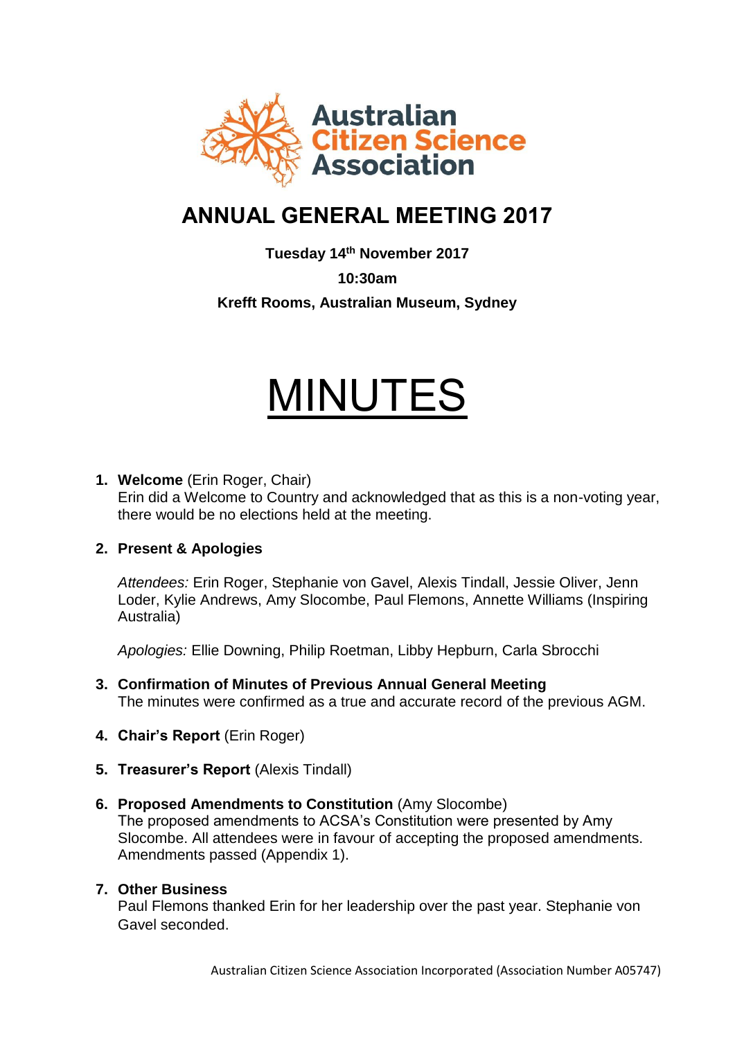Australian Citizen Science Association

# ANNUAL GENERAL MEETING 2017

**Tuesday 14th November 2017**

**10:30am**

**Krefft Rooms, Australian Museum, Sydney**

# MINUTES

1. **Welcome** (Erin Roger, Chair)
   Erin did a Welcome to Country and acknowledged that as this is a non-voting year, there would be no elections held at the meeting.

2. **Present & Apologies**

   *Attendees:* Erin Roger, Stephanie von Gavel, Alexis Tindall, Jessie Oliver, Jenn Loder, Kylie Andrews, Amy Slocombe, Paul Flemons, Annette Williams (Inspiring Australia)

   *Apologies:* Ellie Downing, Philip Roetman, Libby Hepburn, Carla Sbrocchi

3. **Confirmation of Minutes of Previous Annual General Meeting**
   The minutes were confirmed as a true and accurate record of the previous AGM.

4. **Chair's Report** (Erin Roger)

5. **Treasurer's Report** (Alexis Tindall)

6. **Proposed Amendments to Constitution** (Amy Slocombe)
   The proposed amendments to ACSA's Constitution were presented by Amy Slocombe. All attendees were in favour of accepting the proposed amendments. Amendments passed (Appendix 1).

7. **Other Business**
   Paul Flemons thanked Erin for her leadership over the past year. Stephanie von Gavel seconded.

Australian Citizen Science Association Incorporated (Association Number A05747)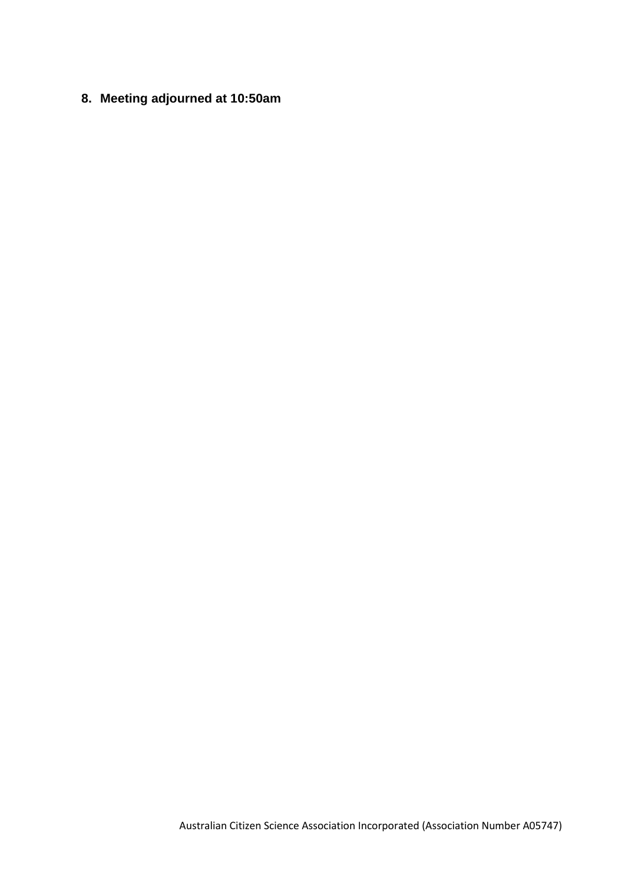**8. Meeting adjourned at 10:50am**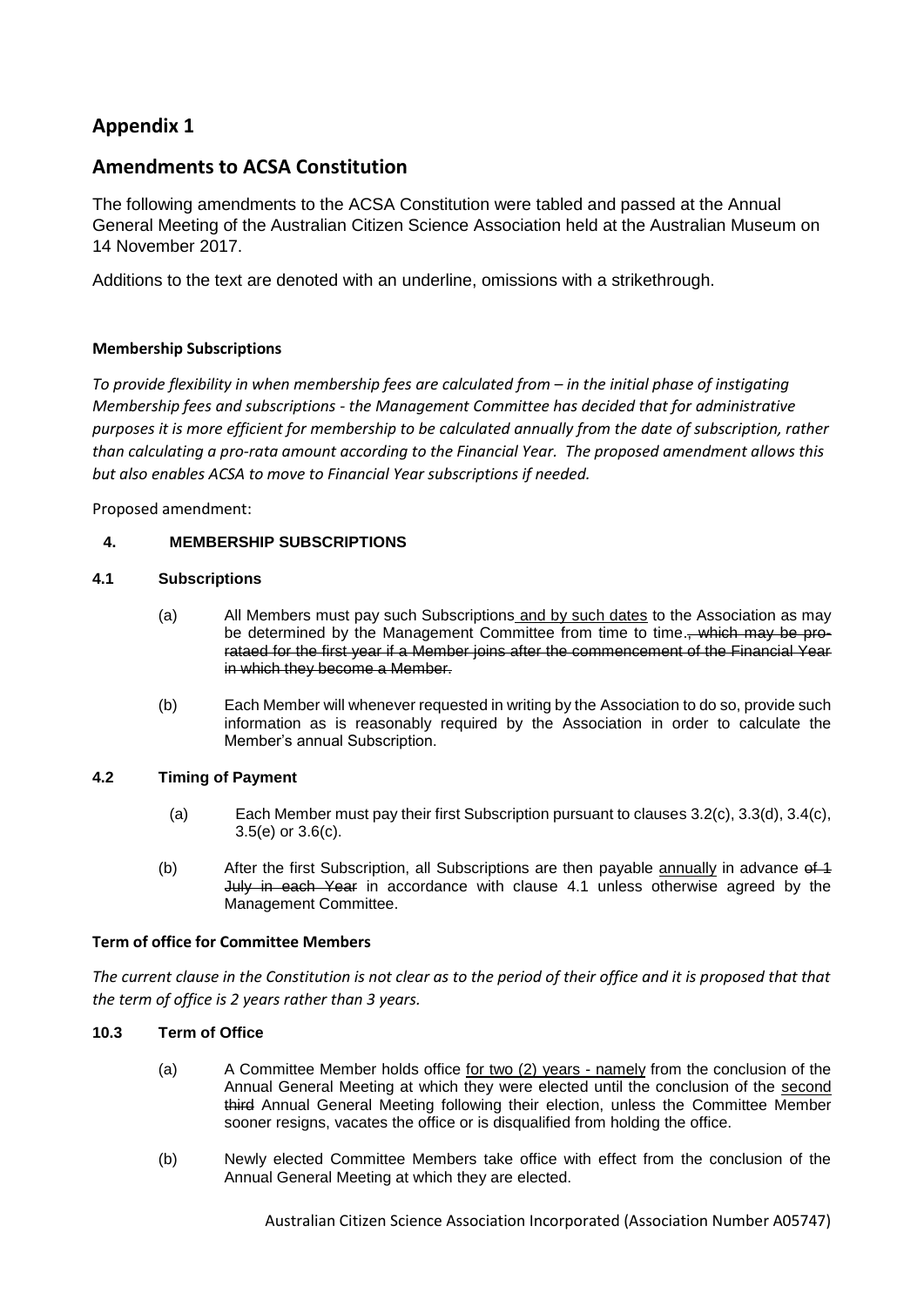# Appendix 1

## Amendments to ACSA Constitution

The following amendments to the ACSA Constitution were tabled and passed at the Annual General Meeting of the Australian Citizen Science Association held at the Australian Museum on 14 November 2017.

Additions to the text are denoted with an underline, omissions with a strikethrough.

**Membership Subscriptions**

*To provide flexibility in when membership fees are calculated from – in the initial phase of instigating Membership fees and subscriptions - the Management Committee has decided that for administrative purposes it is more efficient for membership to be calculated annually from the date of subscription, rather than calculating a pro-rata amount according to the Financial Year. The proposed amendment allows this but also enables ACSA to move to Financial Year subscriptions if needed.*

Proposed amendment:

**4. MEMBERSHIP SUBSCRIPTIONS**

**4.1 Subscriptions**

(a) All Members must pay such Subscriptions <u>and by such dates</u> to the Association as may be determined by the Management Committee from time to time.~~, which may be pro-rataed for the first year if a Member joins after the commencement of the Financial Year in which they become a Member.~~

(b) Each Member will whenever requested in writing by the Association to do so, provide such information as is reasonably required by the Association in order to calculate the Member's annual Subscription.

**4.2 Timing of Payment**

(a) Each Member must pay their first Subscription pursuant to clauses 3.2(c), 3.3(d), 3.4(c), 3.5(e) or 3.6(c).

(b) After the first Subscription, all Subscriptions are then payable <u>annually</u> in advance ~~of 1 July in each Year~~ in accordance with clause 4.1 unless otherwise agreed by the Management Committee.

**Term of office for Committee Members**

*The current clause in the Constitution is not clear as to the period of their office and it is proposed that that the term of office is 2 years rather than 3 years.*

**10.3 Term of Office**

(a) A Committee Member holds office <u>for two (2) years - namely</u> from the conclusion of the Annual General Meeting at which they were elected until the conclusion of the <u>second</u> ~~third~~ Annual General Meeting following their election, unless the Committee Member sooner resigns, vacates the office or is disqualified from holding the office.

(b) Newly elected Committee Members take office with effect from the conclusion of the Annual General Meeting at which they are elected.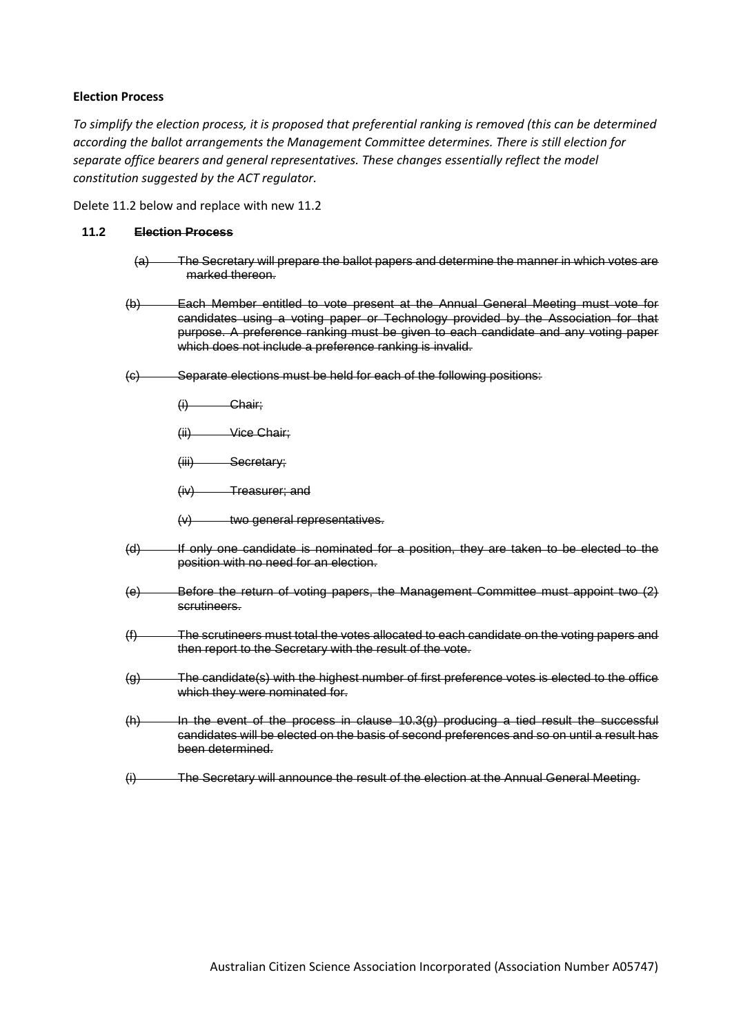**Election Process**

*To simplify the election process, it is proposed that preferential ranking is removed (this can be determined according the ballot arrangements the Management Committee determines. There is still election for separate office bearers and general representatives. These changes essentially reflect the model constitution suggested by the ACT regulator.*

Delete 11.2 below and replace with new 11.2

**11.2 ~~Election Process~~**

~~(a) The Secretary will prepare the ballot papers and determine the manner in which votes are marked thereon.~~

~~(b) Each Member entitled to vote present at the Annual General Meeting must vote for candidates using a voting paper or Technology provided by the Association for that purpose. A preference ranking must be given to each candidate and any voting paper which does not include a preference ranking is invalid.~~

~~(c) Separate elections must be held for each of the following positions:~~

~~(i) Chair;~~

~~(ii) Vice Chair;~~

~~(iii) Secretary;~~

~~(iv) Treasurer; and~~

~~(v) two general representatives.~~

~~(d) If only one candidate is nominated for a position, they are taken to be elected to the position with no need for an election.~~

~~(e) Before the return of voting papers, the Management Committee must appoint two (2) scrutineers.~~

~~(f) The scrutineers must total the votes allocated to each candidate on the voting papers and then report to the Secretary with the result of the vote.~~

~~(g) The candidate(s) with the highest number of first preference votes is elected to the office which they were nominated for.~~

~~(h) In the event of the process in clause 10.3(g) producing a tied result the successful candidates will be elected on the basis of second preferences and so on until a result has been determined.~~

~~(i) The Secretary will announce the result of the election at the Annual General Meeting.~~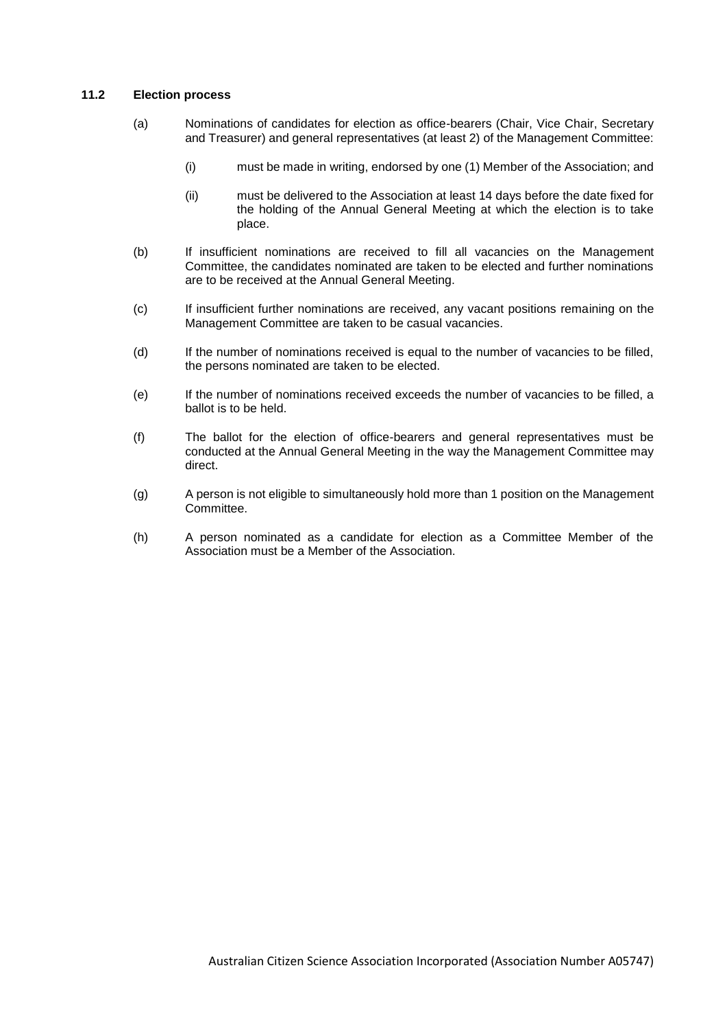### 11.2 Election process

(a) Nominations of candidates for election as office-bearers (Chair, Vice Chair, Secretary and Treasurer) and general representatives (at least 2) of the Management Committee:

  (i) must be made in writing, endorsed by one (1) Member of the Association; and

  (ii) must be delivered to the Association at least 14 days before the date fixed for the holding of the Annual General Meeting at which the election is to take place.

(b) If insufficient nominations are received to fill all vacancies on the Management Committee, the candidates nominated are taken to be elected and further nominations are to be received at the Annual General Meeting.

(c) If insufficient further nominations are received, any vacant positions remaining on the Management Committee are taken to be casual vacancies.

(d) If the number of nominations received is equal to the number of vacancies to be filled, the persons nominated are taken to be elected.

(e) If the number of nominations received exceeds the number of vacancies to be filled, a ballot is to be held.

(f) The ballot for the election of office-bearers and general representatives must be conducted at the Annual General Meeting in the way the Management Committee may direct.

(g) A person is not eligible to simultaneously hold more than 1 position on the Management Committee.

(h) A person nominated as a candidate for election as a Committee Member of the Association must be a Member of the Association.